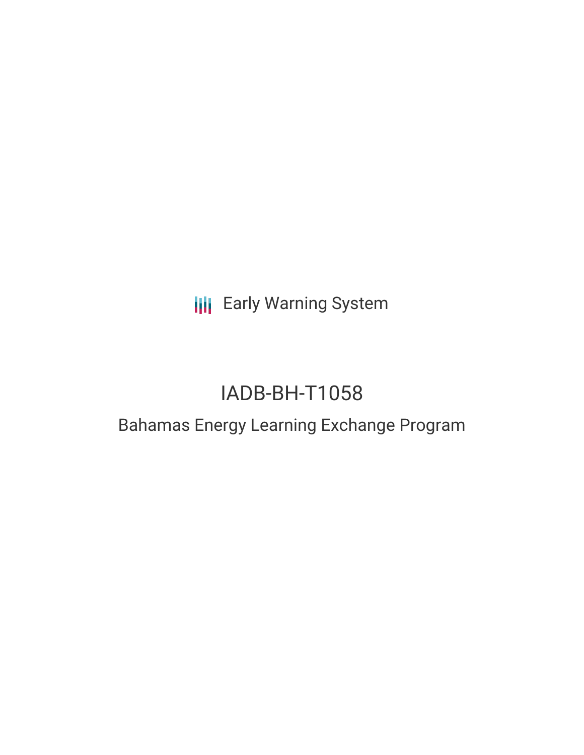Early Warning System

# IADB-BH-T1058

## Bahamas Energy Learning Exchange Program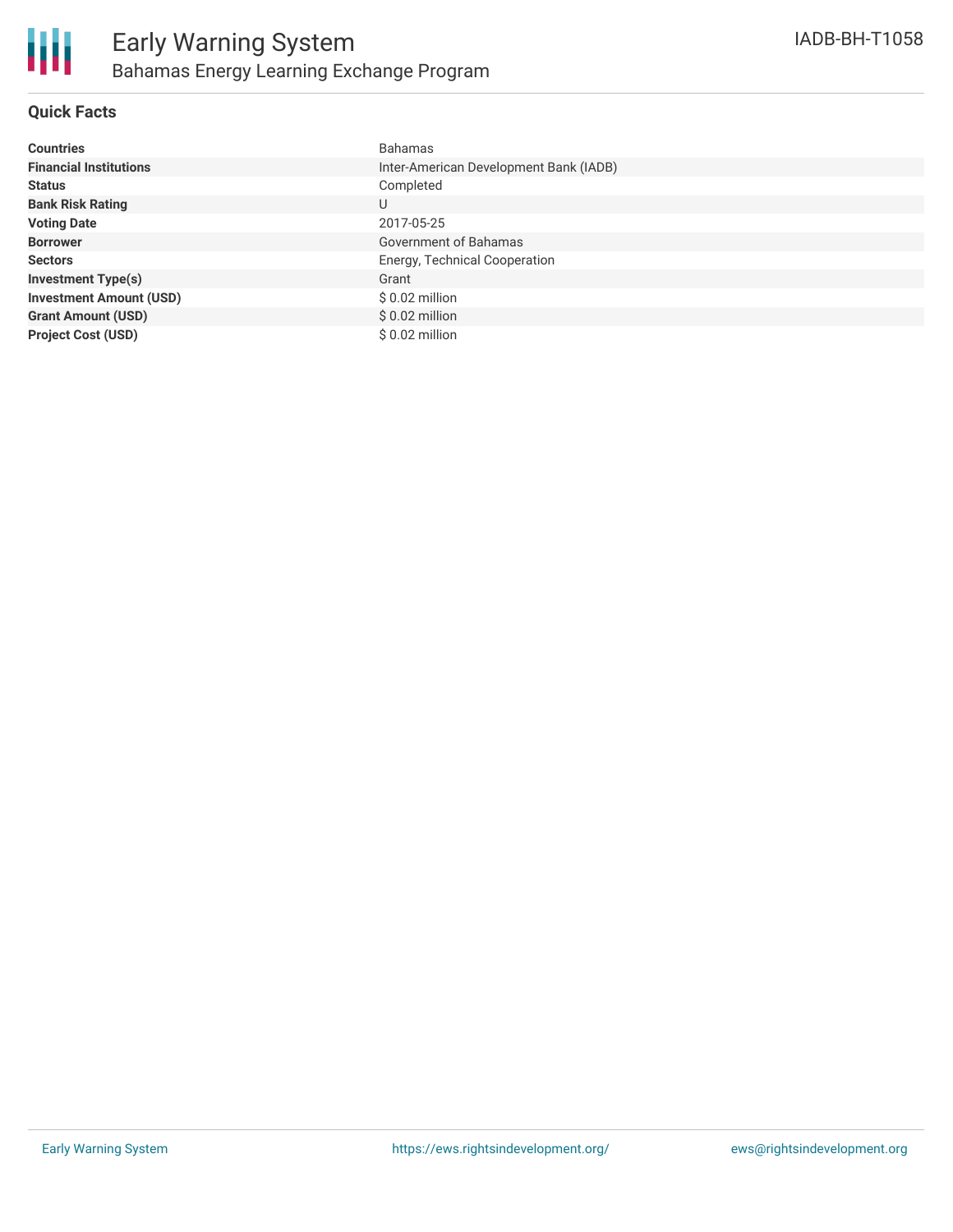# Early Warning System

## Bahamas Energy Learning Exchange Program

IADB-BH-T1058

### Quick Facts

| | |
|---|---|
| **Countries** | Bahamas |
| **Financial Institutions** | Inter-American Development Bank (IADB) |
| **Status** | Completed |
| **Bank Risk Rating** | U |
| **Voting Date** | 2017-05-25 |
| **Borrower** | Government of Bahamas |
| **Sectors** | Energy, Technical Cooperation |
| **Investment Type(s)** | Grant |
| **Investment Amount (USD)** | $ 0.02 million |
| **Grant Amount (USD)** | $ 0.02 million |
| **Project Cost (USD)** | $ 0.02 million |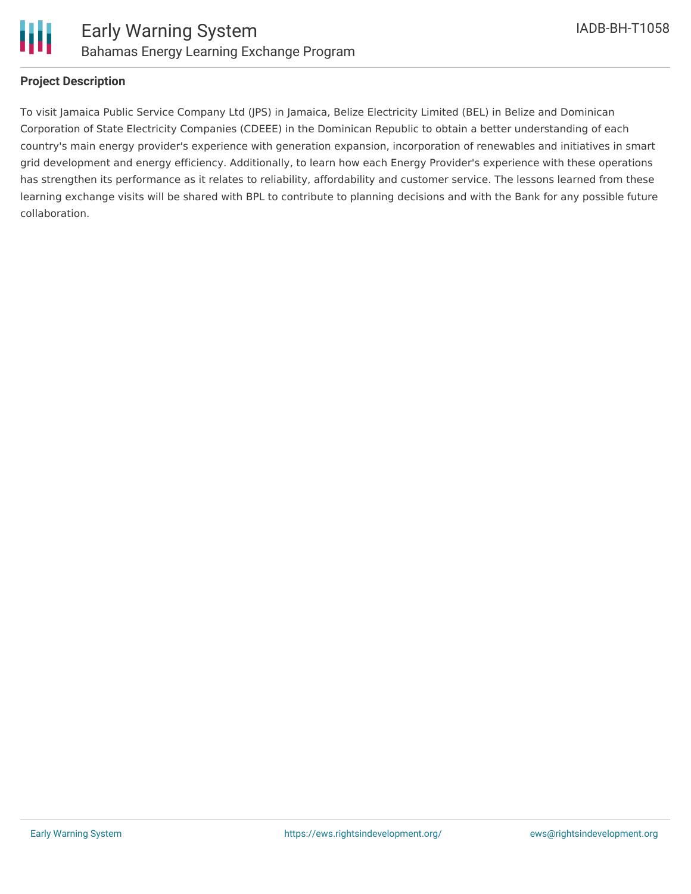**Project Description**

To visit Jamaica Public Service Company Ltd (JPS) in Jamaica, Belize Electricity Limited (BEL) in Belize and Dominican Corporation of State Electricity Companies (CDEEE) in the Dominican Republic to obtain a better understanding of each country's main energy provider's experience with generation expansion, incorporation of renewables and initiatives in smart grid development and energy efficiency. Additionally, to learn how each Energy Provider's experience with these operations has strengthen its performance as it relates to reliability, affordability and customer service. The lessons learned from these learning exchange visits will be shared with BPL to contribute to planning decisions and with the Bank for any possible future collaboration.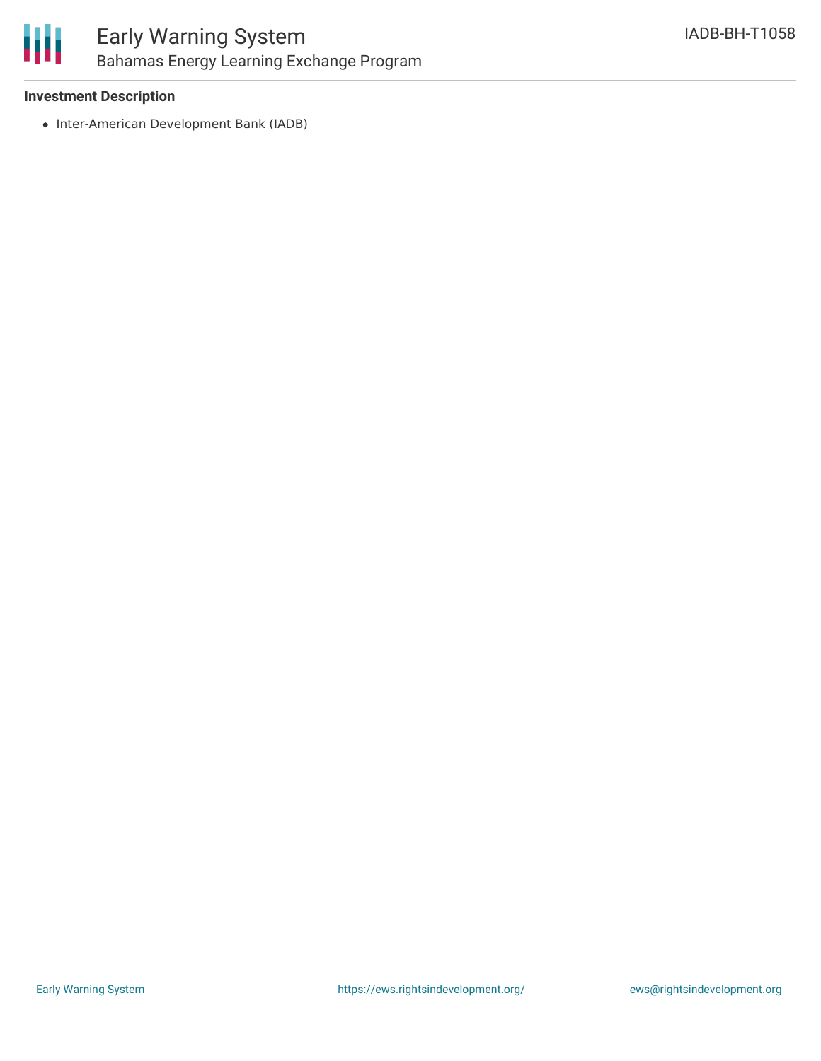### Investment Description

- Inter-American Development Bank (IADB)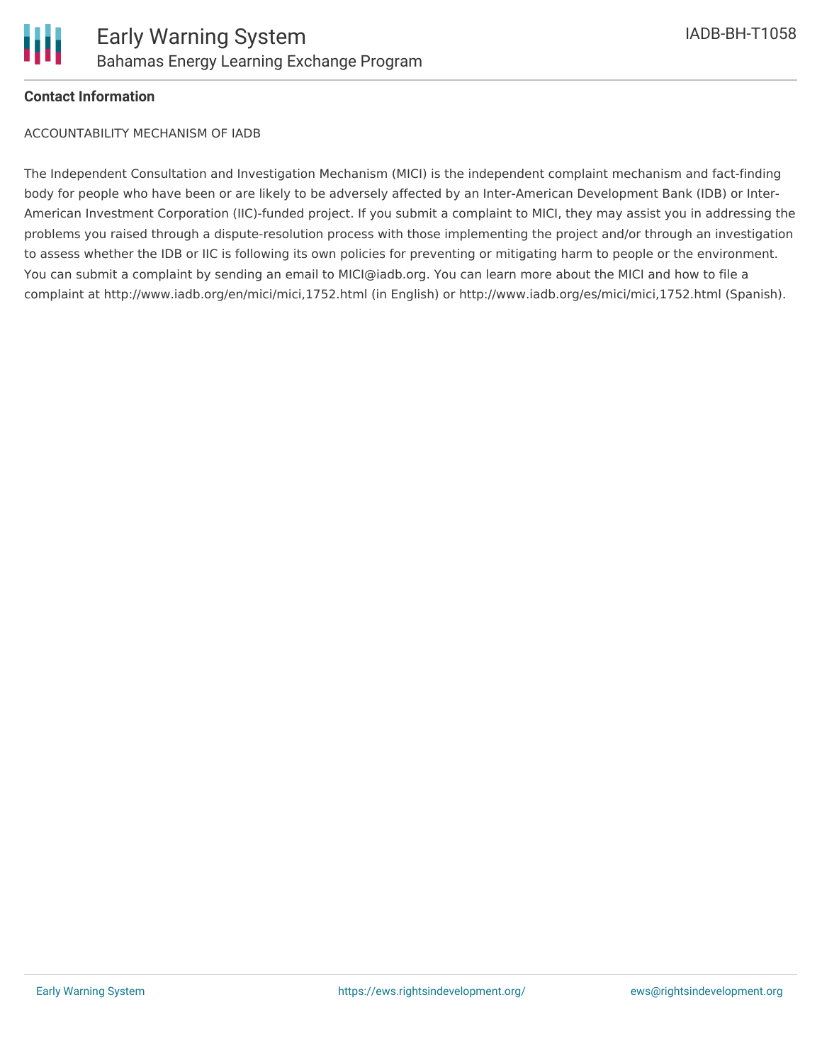**Contact Information**

ACCOUNTABILITY MECHANISM OF IADB

The Independent Consultation and Investigation Mechanism (MICI) is the independent complaint mechanism and fact-finding body for people who have been or are likely to be adversely affected by an Inter-American Development Bank (IDB) or Inter-American Investment Corporation (IIC)-funded project. If you submit a complaint to MICI, they may assist you in addressing the problems you raised through a dispute-resolution process with those implementing the project and/or through an investigation to assess whether the IDB or IIC is following its own policies for preventing or mitigating harm to people or the environment. You can submit a complaint by sending an email to MICI@iadb.org. You can learn more about the MICI and how to file a complaint at http://www.iadb.org/en/mici/mici,1752.html (in English) or http://www.iadb.org/es/mici/mici,1752.html (Spanish).